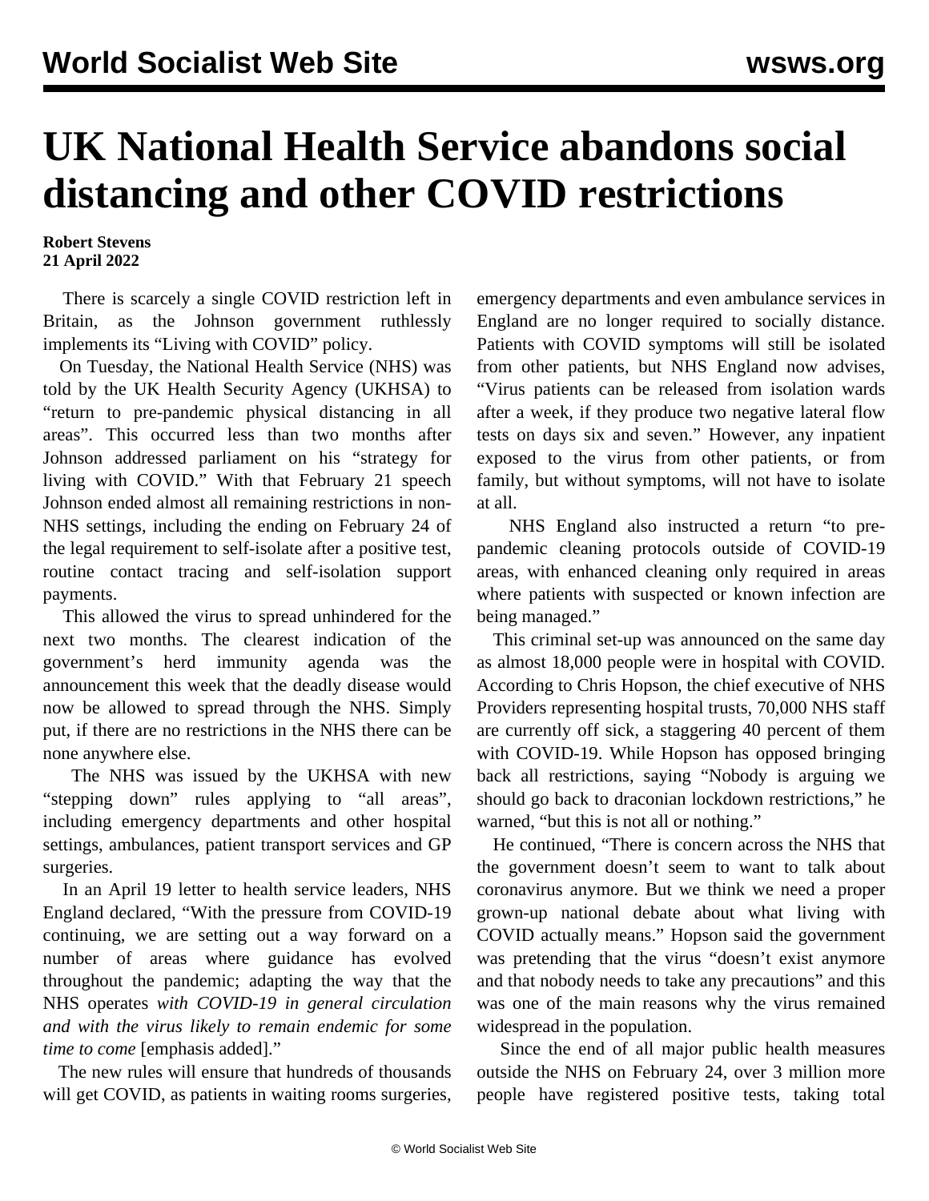# UK National Health Service abandons social distancing and other COVID restrictions

**Robert Stevens**
**21 April 2022**

There is scarcely a single COVID restriction left in Britain, as the Johnson government ruthlessly implements its "Living with COVID" policy.

On Tuesday, the National Health Service (NHS) was told by the UK Health Security Agency (UKHSA) to "return to pre-pandemic physical distancing in all areas". This occurred less than two months after Johnson addressed parliament on his "strategy for living with COVID." With that February 21 speech Johnson ended almost all remaining restrictions in non-NHS settings, including the ending on February 24 of the legal requirement to self-isolate after a positive test, routine contact tracing and self-isolation support payments.

This allowed the virus to spread unhindered for the next two months. The clearest indication of the government's herd immunity agenda was the announcement this week that the deadly disease would now be allowed to spread through the NHS. Simply put, if there are no restrictions in the NHS there can be none anywhere else.

The NHS was issued by the UKHSA with new "stepping down" rules applying to "all areas", including emergency departments and other hospital settings, ambulances, patient transport services and GP surgeries.

In an April 19 letter to health service leaders, NHS England declared, "With the pressure from COVID-19 continuing, we are setting out a way forward on a number of areas where guidance has evolved throughout the pandemic; adapting the way that the NHS operates *with COVID-19 in general circulation and with the virus likely to remain endemic for some time to come* [emphasis added]."

The new rules will ensure that hundreds of thousands will get COVID, as patients in waiting rooms surgeries, emergency departments and even ambulance services in England are no longer required to socially distance. Patients with COVID symptoms will still be isolated from other patients, but NHS England now advises, "Virus patients can be released from isolation wards after a week, if they produce two negative lateral flow tests on days six and seven." However, any inpatient exposed to the virus from other patients, or from family, but without symptoms, will not have to isolate at all.

NHS England also instructed a return "to pre-pandemic cleaning protocols outside of COVID-19 areas, with enhanced cleaning only required in areas where patients with suspected or known infection are being managed."

This criminal set-up was announced on the same day as almost 18,000 people were in hospital with COVID. According to Chris Hopson, the chief executive of NHS Providers representing hospital trusts, 70,000 NHS staff are currently off sick, a staggering 40 percent of them with COVID-19. While Hopson has opposed bringing back all restrictions, saying "Nobody is arguing we should go back to draconian lockdown restrictions," he warned, "but this is not all or nothing."

He continued, "There is concern across the NHS that the government doesn't seem to want to talk about coronavirus anymore. But we think we need a proper grown-up national debate about what living with COVID actually means." Hopson said the government was pretending that the virus "doesn't exist anymore and that nobody needs to take any precautions" and this was one of the main reasons why the virus remained widespread in the population.

Since the end of all major public health measures outside the NHS on February 24, over 3 million more people have registered positive tests, taking total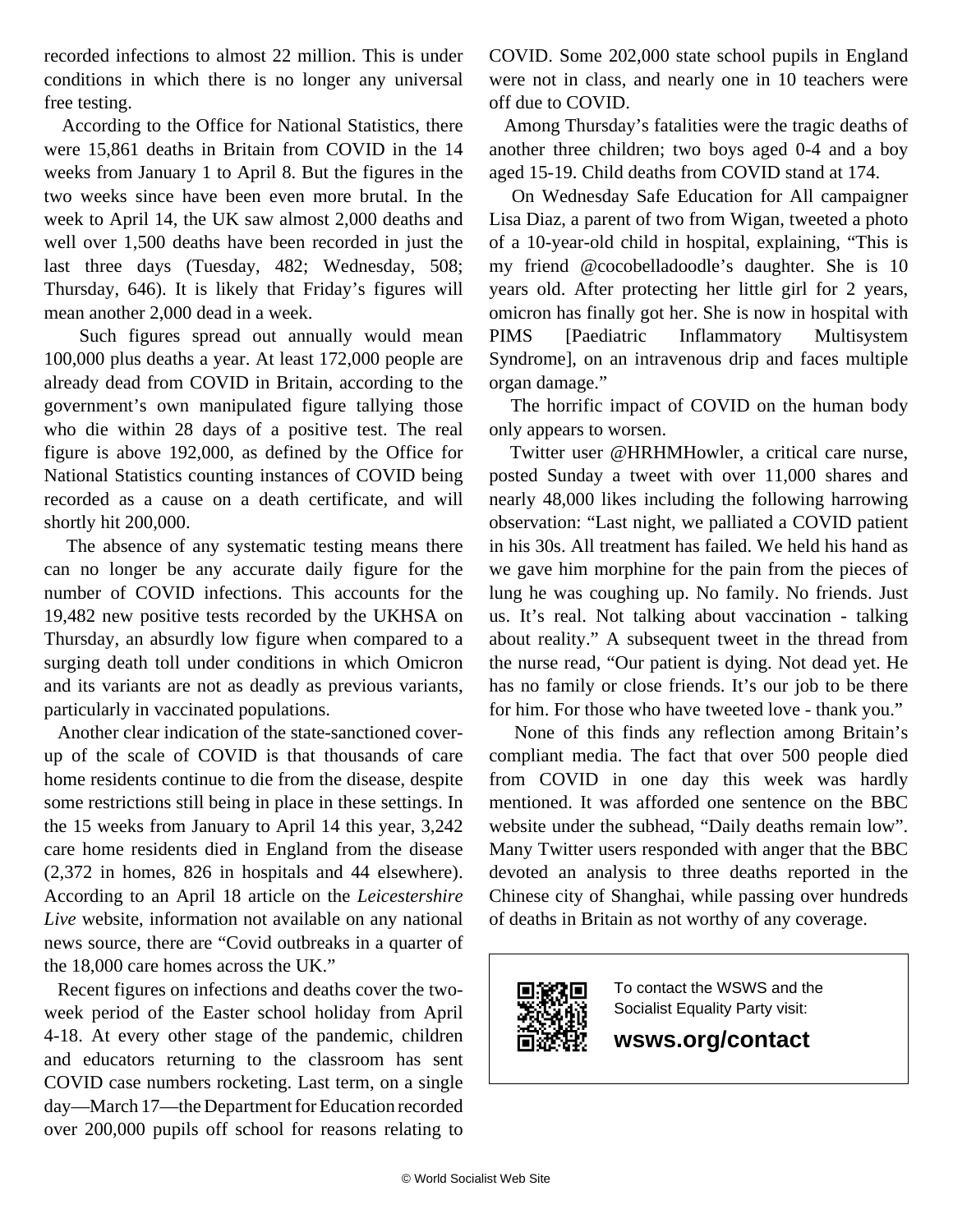recorded infections to almost 22 million. This is under conditions in which there is no longer any universal free testing.

According to the Office for National Statistics, there were 15,861 deaths in Britain from COVID in the 14 weeks from January 1 to April 8. But the figures in the two weeks since have been even more brutal. In the week to April 14, the UK saw almost 2,000 deaths and well over 1,500 deaths have been recorded in just the last three days (Tuesday, 482; Wednesday, 508; Thursday, 646). It is likely that Friday's figures will mean another 2,000 dead in a week.

Such figures spread out annually would mean 100,000 plus deaths a year. At least 172,000 people are already dead from COVID in Britain, according to the government's own manipulated figure tallying those who die within 28 days of a positive test. The real figure is above 192,000, as defined by the Office for National Statistics counting instances of COVID being recorded as a cause on a death certificate, and will shortly hit 200,000.

The absence of any systematic testing means there can no longer be any accurate daily figure for the number of COVID infections. This accounts for the 19,482 new positive tests recorded by the UKHSA on Thursday, an absurdly low figure when compared to a surging death toll under conditions in which Omicron and its variants are not as deadly as previous variants, particularly in vaccinated populations.

Another clear indication of the state-sanctioned cover-up of the scale of COVID is that thousands of care home residents continue to die from the disease, despite some restrictions still being in place in these settings. In the 15 weeks from January to April 14 this year, 3,242 care home residents died in England from the disease (2,372 in homes, 826 in hospitals and 44 elsewhere). According to an April 18 article on the *Leicestershire Live* website, information not available on any national news source, there are "Covid outbreaks in a quarter of the 18,000 care homes across the UK."

Recent figures on infections and deaths cover the two-week period of the Easter school holiday from April 4-18. At every other stage of the pandemic, children and educators returning to the classroom has sent COVID case numbers rocketing. Last term, on a single day—March 17—the Department for Education recorded over 200,000 pupils off school for reasons relating to COVID. Some 202,000 state school pupils in England were not in class, and nearly one in 10 teachers were off due to COVID.

Among Thursday's fatalities were the tragic deaths of another three children; two boys aged 0-4 and a boy aged 15-19. Child deaths from COVID stand at 174.

On Wednesday Safe Education for All campaigner Lisa Diaz, a parent of two from Wigan, tweeted a photo of a 10-year-old child in hospital, explaining, "This is my friend @cocobelladoodle's daughter. She is 10 years old. After protecting her little girl for 2 years, omicron has finally got her. She is now in hospital with PIMS [Paediatric Inflammatory Multisystem Syndrome], on an intravenous drip and faces multiple organ damage."

The horrific impact of COVID on the human body only appears to worsen.

Twitter user @HRHMHowler, a critical care nurse, posted Sunday a tweet with over 11,000 shares and nearly 48,000 likes including the following harrowing observation: "Last night, we palliated a COVID patient in his 30s. All treatment has failed. We held his hand as we gave him morphine for the pain from the pieces of lung he was coughing up. No family. No friends. Just us. It's real. Not talking about vaccination - talking about reality." A subsequent tweet in the thread from the nurse read, "Our patient is dying. Not dead yet. He has no family or close friends. It's our job to be there for him. For those who have tweeted love - thank you."

None of this finds any reflection among Britain's compliant media. The fact that over 500 people died from COVID in one day this week was hardly mentioned. It was afforded one sentence on the BBC website under the subhead, "Daily deaths remain low". Many Twitter users responded with anger that the BBC devoted an analysis to three deaths reported in the Chinese city of Shanghai, while passing over hundreds of deaths in Britain as not worthy of any coverage.

To contact the WSWS and the Socialist Equality Party visit:

**wsws.org/contact**